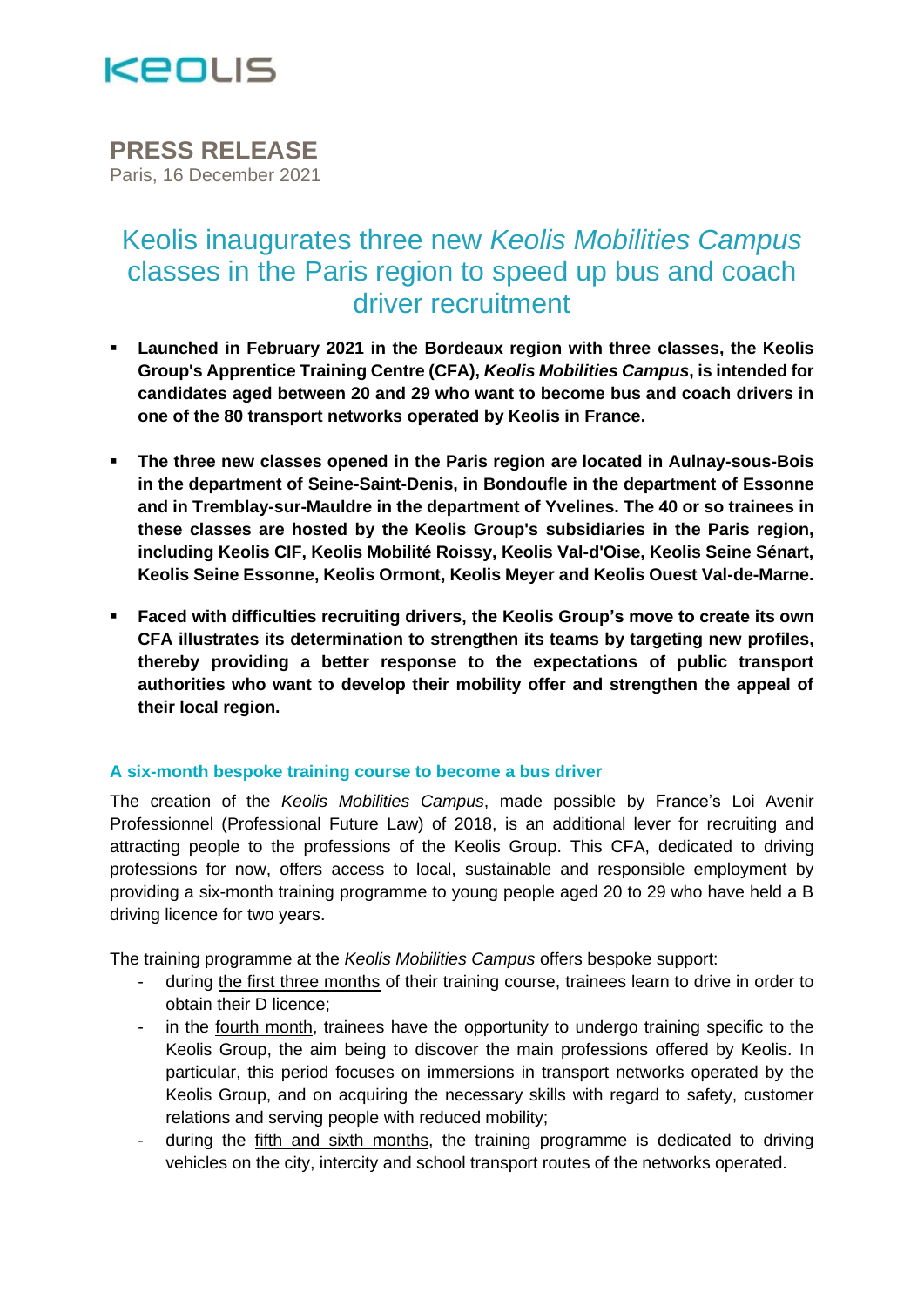KEOLIS

**PRESS RELEASE**
Paris, 16 December 2021

# Keolis inaugurates three new *Keolis Mobilities Campus* classes in the Paris region to speed up bus and coach driver recruitment

- **Launched in February 2021 in the Bordeaux region with three classes, the Keolis Group's Apprentice Training Centre (CFA), *Keolis Mobilities Campus*, is intended for candidates aged between 20 and 29 who want to become bus and coach drivers in one of the 80 transport networks operated by Keolis in France.**

- **The three new classes opened in the Paris region are located in Aulnay-sous-Bois in the department of Seine-Saint-Denis, in Bondoufle in the department of Essonne and in Tremblay-sur-Mauldre in the department of Yvelines. The 40 or so trainees in these classes are hosted by the Keolis Group's subsidiaries in the Paris region, including Keolis CIF, Keolis Mobilité Roissy, Keolis Val-d'Oise, Keolis Seine Sénart, Keolis Seine Essonne, Keolis Ormont, Keolis Meyer and Keolis Ouest Val-de-Marne.**

- **Faced with difficulties recruiting drivers, the Keolis Group's move to create its own CFA illustrates its determination to strengthen its teams by targeting new profiles, thereby providing a better response to the expectations of public transport authorities who want to develop their mobility offer and strengthen the appeal of their local region.**

## A six-month bespoke training course to become a bus driver

The creation of the *Keolis Mobilities Campus*, made possible by France's Loi Avenir Professionnel (Professional Future Law) of 2018, is an additional lever for recruiting and attracting people to the professions of the Keolis Group. This CFA, dedicated to driving professions for now, offers access to local, sustainable and responsible employment by providing a six-month training programme to young people aged 20 to 29 who have held a B driving licence for two years.

The training programme at the *Keolis Mobilities Campus* offers bespoke support:

- during the first three months of their training course, trainees learn to drive in order to obtain their D licence;
- in the fourth month, trainees have the opportunity to undergo training specific to the Keolis Group, the aim being to discover the main professions offered by Keolis. In particular, this period focuses on immersions in transport networks operated by the Keolis Group, and on acquiring the necessary skills with regard to safety, customer relations and serving people with reduced mobility;
- during the fifth and sixth months, the training programme is dedicated to driving vehicles on the city, intercity and school transport routes of the networks operated.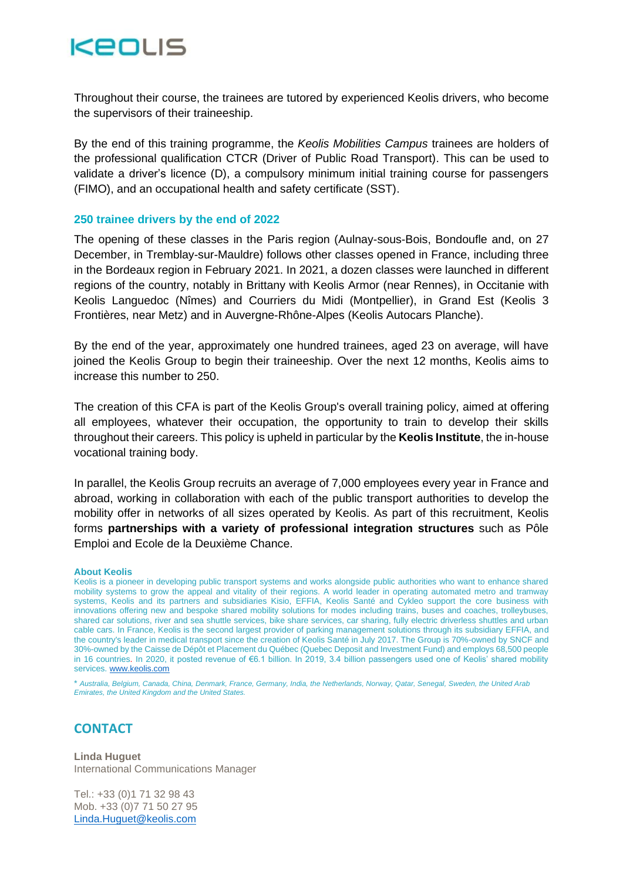Throughout their course, the trainees are tutored by experienced Keolis drivers, who become the supervisors of their traineeship.

By the end of this training programme, the *Keolis Mobilities Campus* trainees are holders of the professional qualification CTCR (Driver of Public Road Transport). This can be used to validate a driver's licence (D), a compulsory minimum initial training course for passengers (FIMO), and an occupational health and safety certificate (SST).

### 250 trainee drivers by the end of 2022

The opening of these classes in the Paris region (Aulnay-sous-Bois, Bondoufle and, on 27 December, in Tremblay-sur-Mauldre) follows other classes opened in France, including three in the Bordeaux region in February 2021. In 2021, a dozen classes were launched in different regions of the country, notably in Brittany with Keolis Armor (near Rennes), in Occitanie with Keolis Languedoc (Nîmes) and Courriers du Midi (Montpellier), in Grand Est (Keolis 3 Frontières, near Metz) and in Auvergne-Rhône-Alpes (Keolis Autocars Planche).

By the end of the year, approximately one hundred trainees, aged 23 on average, will have joined the Keolis Group to begin their traineeship. Over the next 12 months, Keolis aims to increase this number to 250.

The creation of this CFA is part of the Keolis Group's overall training policy, aimed at offering all employees, whatever their occupation, the opportunity to train to develop their skills throughout their careers. This policy is upheld in particular by the **Keolis Institute**, the in-house vocational training body.

In parallel, the Keolis Group recruits an average of 7,000 employees every year in France and abroad, working in collaboration with each of the public transport authorities to develop the mobility offer in networks of all sizes operated by Keolis. As part of this recruitment, Keolis forms **partnerships with a variety of professional integration structures** such as Pôle Emploi and Ecole de la Deuxième Chance.

**About Keolis**

Keolis is a pioneer in developing public transport systems and works alongside public authorities who want to enhance shared mobility systems to grow the appeal and vitality of their regions. A world leader in operating automated metro and tramway systems, Keolis and its partners and subsidiaries Kisio, EFFIA, Keolis Santé and Cykleo support the core business with innovations offering new and bespoke shared mobility solutions for modes including trains, buses and coaches, trolleybuses, shared car solutions, river and sea shuttle services, bike share services, car sharing, fully electric driverless shuttles and urban cable cars. In France, Keolis is the second largest provider of parking management solutions through its subsidiary EFFIA, and the country's leader in medical transport since the creation of Keolis Santé in July 2017. The Group is 70%-owned by SNCF and 30%-owned by the Caisse de Dépôt et Placement du Québec (Quebec Deposit and Investment Fund) and employs 68,500 people in 16 countries. In 2020, it posted revenue of €6.1 billion. In 2019, 3.4 billion passengers used one of Keolis' shared mobility services. www.keolis.com

* *Australia, Belgium, Canada, China, Denmark, France, Germany, India, the Netherlands, Norway, Qatar, Senegal, Sweden, the United Arab Emirates, the United Kingdom and the United States.*

## CONTACT

**Linda Huguet**
International Communications Manager

Tel.: +33 (0)1 71 32 98 43
Mob. +33 (0)7 71 50 27 95
Linda.Huguet@keolis.com